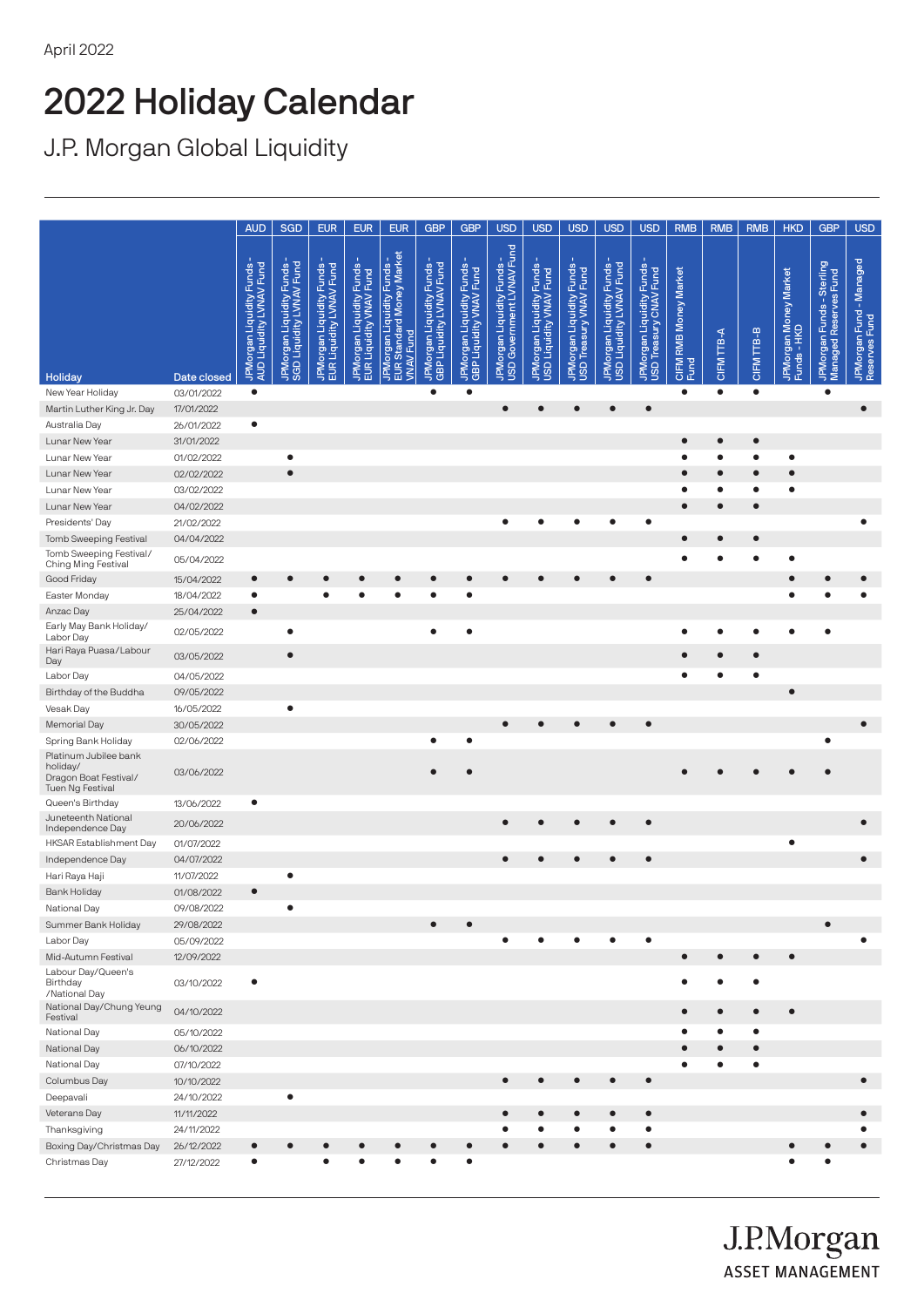April 2022

# 2022 Holiday Calendar

## J.P. Morgan Global Liquidity

| | | AUD | SGD | EUR | EUR | EUR | GBP | GBP | USD | USD | USD | USD | USD | RMB | RMB | RMB | HKD | GBP | USD |
|---|---|---|---|---|---|---|---|---|---|---|---|---|---|---|---|---|---|---|---|
| Holiday | Date closed | JPMorgan Liquidity Funds - AUD Liquidity LVNAV Fund | JPMorgan Liquidity Funds - SGD Liquidity LVNAV Fund | JPMorgan Liquidity Funds - EUR Liquidity LVNAV Fund | JPMorgan Liquidity Funds - EUR Liquidity VNAV Fund | JPMorgan Liquidity Funds - EUR Standard Money Market VNAV Fund | JPMorgan Liquidity Funds - GBP Liquidity LVNAV Fund | JPMorgan Liquidity Funds - GBP Liquidity VNAV Fund | JPMorgan Liquidity Funds - USD Government LVNAV Fund | JPMorgan Liquidity Funds - USD Liquidity VNAV Fund | JPMorgan Liquidity Funds - USD Treasury VNAV Fund | JPMorgan Liquidity Funds - USD Liquidity LVNAV Fund | JPMorgan Liquidity Funds - USD Treasury CNAV Fund | CIFM RMB Money Market Fund | CIFM TTB-A | CIFM TTB-B | JPMorgan Money Market Funds - HKD | JPMorgan Funds - Sterling Managed Reserves Fund | JPMorgan Fund - Managed Reserves Fund |
| New Year Holiday | 03/01/2022 | ● | | | | | ● | ● | | | | | | ● | ● | ● | | ● | |
| Martin Luther King Jr. Day | 17/01/2022 | | | | | | | | ● | ● | ● | ● | ● | | | | | | ● |
| Australia Day | 26/01/2022 | ● | | | | | | | | | | | | | | | | | |
| Lunar New Year | 31/01/2022 | | | | | | | | | | | | | ● | ● | ● | | | |
| Lunar New Year | 01/02/2022 | | ● | | | | | | | | | | | ● | ● | ● | ● | | |
| Lunar New Year | 02/02/2022 | | ● | | | | | | | | | | | ● | ● | ● | ● | | |
| Lunar New Year | 03/02/2022 | | | | | | | | | | | | | ● | ● | ● | ● | | |
| Lunar New Year | 04/02/2022 | | | | | | | | | | | | | ● | ● | ● | | | |
| Presidents' Day | 21/02/2022 | | | | | | | | ● | ● | ● | ● | ● | | | | | | ● |
| Tomb Sweeping Festival | 04/04/2022 | | | | | | | | | | | | | ● | ● | ● | | | |
| Tomb Sweeping Festival/ Ching Ming Festival | 05/04/2022 | | | | | | | | | | | | | ● | ● | ● | ● | | |
| Good Friday | 15/04/2022 | ● | ● | ● | ● | ● | ● | ● | ● | ● | ● | ● | ● | | | | ● | ● | ● |
| Easter Monday | 18/04/2022 | ● | | ● | ● | ● | ● | ● | | | | | | | | | ● | ● | ● |
| Anzac Day | 25/04/2022 | ● | | | | | | | | | | | | | | | | | |
| Early May Bank Holiday/ Labor Day | 02/05/2022 | | ● | | | | ● | ● | | | | | | ● | ● | ● | ● | ● | |
| Hari Raya Puasa/Labour Day | 03/05/2022 | | ● | | | | | | | | | | | ● | ● | ● | | | |
| Labor Day | 04/05/2022 | | | | | | | | | | | | | ● | ● | ● | | | |
| Birthday of the Buddha | 09/05/2022 | | | | | | | | | | | | | | | | ● | | |
| Vesak Day | 16/05/2022 | | ● | | | | | | | | | | | | | | | | |
| Memorial Day | 30/05/2022 | | | | | | | | ● | ● | ● | ● | ● | | | | | | ● |
| Spring Bank Holiday | 02/06/2022 | | | | | | ● | ● | | | | | | | | | | ● | |
| Platinum Jubilee bank holiday/ Dragon Boat Festival/ Tuen Ng Festival | 03/06/2022 | | | | | | ● | ● | | | | | | ● | ● | ● | ● | ● | |
| Queen's Birthday | 13/06/2022 | ● | | | | | | | | | | | | | | | | | |
| Juneteenth National Independence Day | 20/06/2022 | | | | | | | | ● | ● | ● | ● | ● | | | | | | ● |
| HKSAR Establishment Day | 01/07/2022 | | | | | | | | | | | | | | | | ● | | |
| Independence Day | 04/07/2022 | | | | | | | | ● | ● | ● | ● | ● | | | | | | ● |
| Hari Raya Haji | 11/07/2022 | | ● | | | | | | | | | | | | | | | | |
| Bank Holiday | 01/08/2022 | ● | | | | | | | | | | | | | | | | | |
| National Day | 09/08/2022 | | ● | | | | | | | | | | | | | | | | |
| Summer Bank Holiday | 29/08/2022 | | | | | | ● | ● | | | | | | | | | | ● | |
| Labor Day | 05/09/2022 | | | | | | | | ● | ● | ● | ● | ● | | | | | | ● |
| Mid-Autumn Festival | 12/09/2022 | | | | | | | | | | | | | ● | ● | ● | ● | | |
| Labour Day/Queen's Birthday /National Day | 03/10/2022 | ● | | | | | | | | | | | | ● | ● | ● | | | |
| National Day/Chung Yeung Festival | 04/10/2022 | | | | | | | | | | | | | ● | ● | ● | ● | | |
| National Day | 05/10/2022 | | | | | | | | | | | | | ● | ● | ● | | | |
| National Day | 06/10/2022 | | | | | | | | | | | | | ● | ● | ● | | | |
| National Day | 07/10/2022 | | | | | | | | | | | | | ● | ● | ● | | | |
| Columbus Day | 10/10/2022 | | | | | | | | ● | ● | ● | ● | ● | | | | | | ● |
| Deepavali | 24/10/2022 | | ● | | | | | | | | | | | | | | | | |
| Veterans Day | 11/11/2022 | | | | | | | | ● | ● | ● | ● | ● | | | | | | ● |
| Thanksgiving | 24/11/2022 | | | | | | | | ● | ● | ● | ● | ● | | | | | | ● |
| Boxing Day/Christmas Day | 26/12/2022 | ● | ● | ● | ● | ● | ● | ● | ● | ● | ● | ● | ● | | | | ● | ● | ● |
| Christmas Day | 27/12/2022 | ● | | ● | ● | ● | ● | ● | | | | | | | | | ● | ● | |

J.P.Morgan
ASSET MANAGEMENT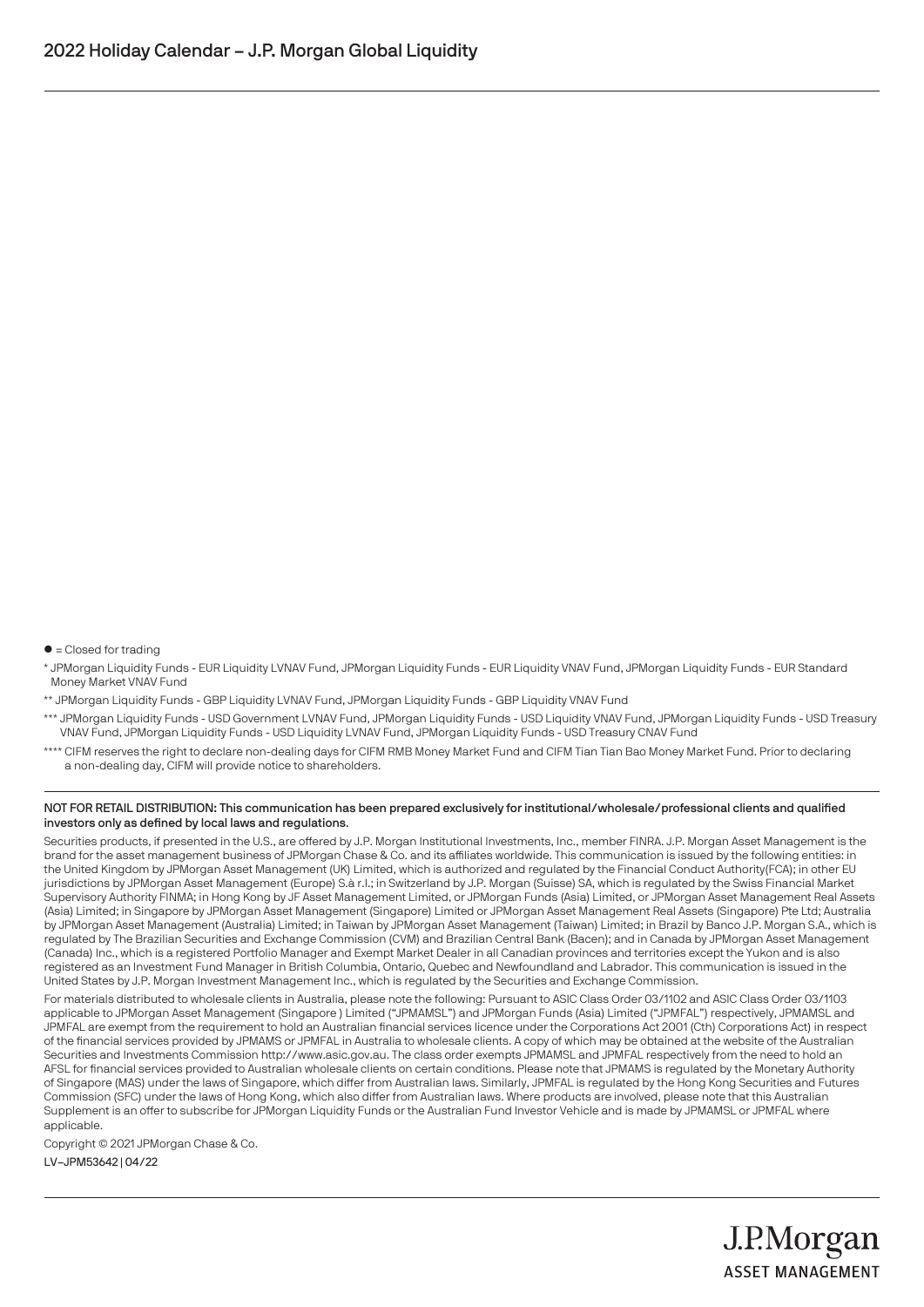● = Closed for trading

* JPMorgan Liquidity Funds - EUR Liquidity LVNAV Fund, JPMorgan Liquidity Funds - EUR Liquidity VNAV Fund, JPMorgan Liquidity Funds - EUR Standard Money Market VNAV Fund

** JPMorgan Liquidity Funds - GBP Liquidity LVNAV Fund, JPMorgan Liquidity Funds - GBP Liquidity VNAV Fund

*** JPMorgan Liquidity Funds - USD Government LVNAV Fund, JPMorgan Liquidity Funds - USD Liquidity VNAV Fund, JPMorgan Liquidity Funds - USD Treasury VNAV Fund, JPMorgan Liquidity Funds - USD Liquidity LVNAV Fund, JPMorgan Liquidity Funds - USD Treasury CNAV Fund

**** CIFM reserves the right to declare non-dealing days for CIFM RMB Money Market Fund and CIFM Tian Tian Bao Money Market Fund. Prior to declaring a non-dealing day, CIFM will provide notice to shareholders.

**NOT FOR RETAIL DISTRIBUTION: This communication has been prepared exclusively for institutional/wholesale/professional clients and qualified investors only as defined by local laws and regulations.**

Securities products, if presented in the U.S., are offered by J.P. Morgan Institutional Investments, Inc., member FINRA. J.P. Morgan Asset Management is the brand for the asset management business of JPMorgan Chase & Co. and its affiliates worldwide. This communication is issued by the following entities: in the United Kingdom by JPMorgan Asset Management (UK) Limited, which is authorized and regulated by the Financial Conduct Authority(FCA); in other EU jurisdictions by JPMorgan Asset Management (Europe) S.à r.l.; in Switzerland by J.P. Morgan (Suisse) SA, which is regulated by the Swiss Financial Market Supervisory Authority FINMA; in Hong Kong by JF Asset Management Limited, or JPMorgan Funds (Asia) Limited, or JPMorgan Asset Management Real Assets (Asia) Limited; in Singapore by JPMorgan Asset Management (Singapore) Limited or JPMorgan Asset Management Real Assets (Singapore) Pte Ltd; Australia by JPMorgan Asset Management (Australia) Limited; in Taiwan by JPMorgan Asset Management (Taiwan) Limited; in Brazil by Banco J.P. Morgan S.A., which is regulated by The Brazilian Securities and Exchange Commission (CVM) and Brazilian Central Bank (Bacen); and in Canada by JPMorgan Asset Management (Canada) Inc., which is a registered Portfolio Manager and Exempt Market Dealer in all Canadian provinces and territories except the Yukon and is also registered as an Investment Fund Manager in British Columbia, Ontario, Quebec and Newfoundland and Labrador. This communication is issued in the United States by J.P. Morgan Investment Management Inc., which is regulated by the Securities and Exchange Commission.

For materials distributed to wholesale clients in Australia, please note the following: Pursuant to ASIC Class Order 03/1102 and ASIC Class Order 03/1103 applicable to JPMorgan Asset Management (Singapore ) Limited ("JPMAMSL") and JPMorgan Funds (Asia) Limited ("JPMFAL") respectively, JPMAMSL and JPMFAL are exempt from the requirement to hold an Australian financial services licence under the Corporations Act 2001 (Cth) Corporations Act) in respect of the financial services provided by JPMAMS or JPMFAL in Australia to wholesale clients. A copy of which may be obtained at the website of the Australian Securities and Investments Commission http://www.asic.gov.au. The class order exempts JPMAMSL and JPMFAL respectively from the need to hold an AFSL for financial services provided to Australian wholesale clients on certain conditions. Please note that JPMAMS is regulated by the Monetary Authority of Singapore (MAS) under the laws of Singapore, which differ from Australian laws. Similarly, JPMFAL is regulated by the Hong Kong Securities and Futures Commission (SFC) under the laws of Hong Kong, which also differ from Australian laws. Where products are involved, please note that this Australian Supplement is an offer to subscribe for JPMorgan Liquidity Funds or the Australian Fund Investor Vehicle and is made by JPMAMSL or JPMFAL where applicable.

Copyright © 2021 JPMorgan Chase & Co.

LV–JPM53642 | 04/22

J.P.Morgan
ASSET MANAGEMENT